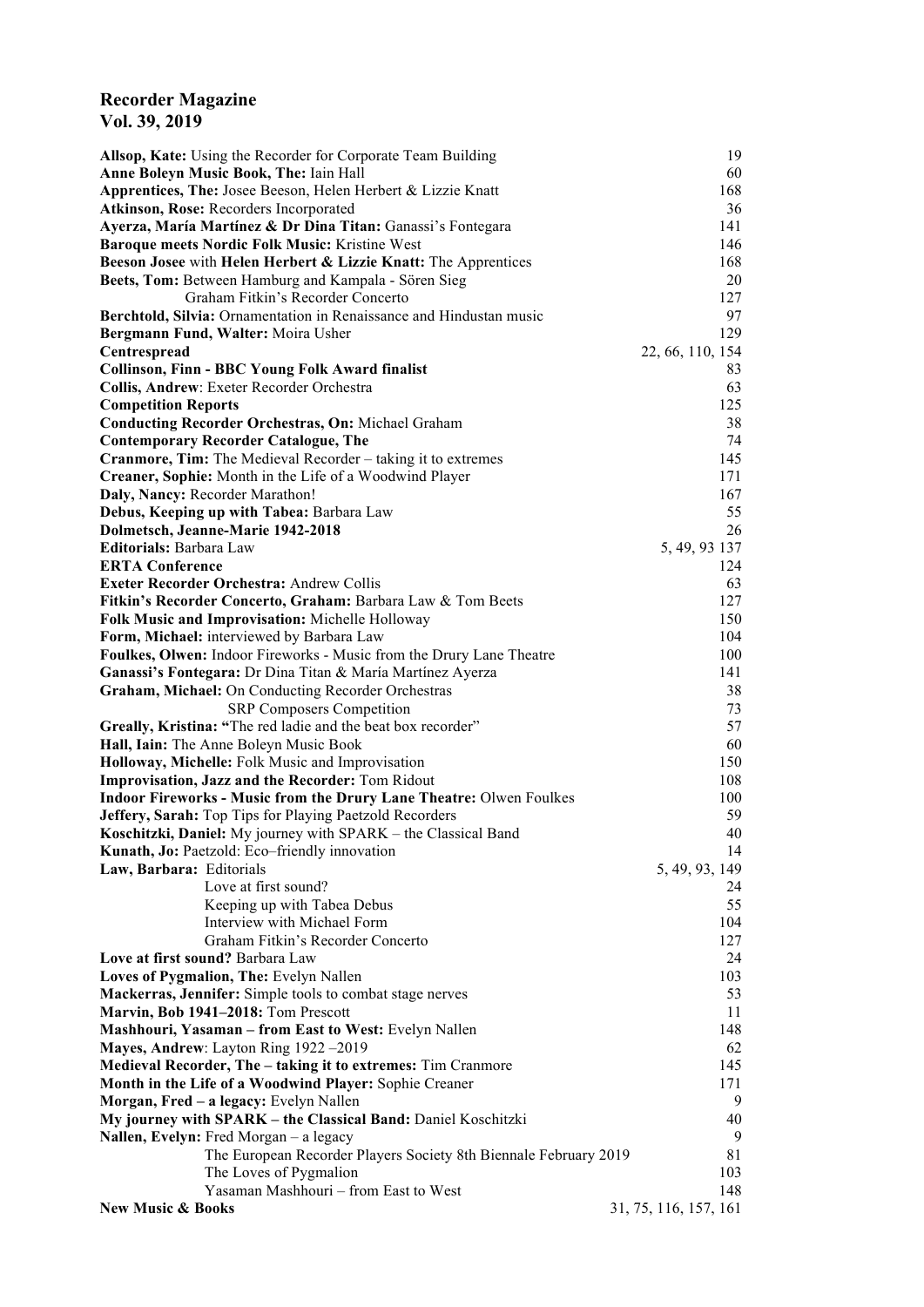# Recorder Magazine
## Vol. 39, 2019

| | |
|---|---|
| **Allsop, Kate:** Using the Recorder for Corporate Team Building | 19 |
| **Anne Boleyn Music Book, The:** Iain Hall | 60 |
| **Apprentices, The:** Josee Beeson, Helen Herbert & Lizzie Knatt | 168 |
| **Atkinson, Rose:** Recorders Incorporated | 36 |
| **Ayerza, María Martínez & Dr Dina Titan:** Ganassi's Fontegara | 141 |
| **Baroque meets Nordic Folk Music:** Kristine West | 146 |
| **Beeson Josee** with **Helen Herbert & Lizzie Knatt:** The Apprentices | 168 |
| **Beets, Tom:** Between Hamburg and Kampala - Sören Sieg | 20 |
| Graham Fitkin's Recorder Concerto | 127 |
| **Berchtold, Silvia:** Ornamentation in Renaissance and Hindustan music | 97 |
| **Bergmann Fund, Walter:** Moira Usher | 129 |
| **Centrespread** | 22, 66, 110, 154 |
| **Collinson, Finn - BBC Young Folk Award finalist** | 83 |
| **Collis, Andrew**: Exeter Recorder Orchestra | 63 |
| **Competition Reports** | 125 |
| **Conducting Recorder Orchestras, On:** Michael Graham | 38 |
| **Contemporary Recorder Catalogue, The** | 74 |
| **Cranmore, Tim:** The Medieval Recorder – taking it to extremes | 145 |
| **Creaner, Sophie:** Month in the Life of a Woodwind Player | 171 |
| **Daly, Nancy:** Recorder Marathon! | 167 |
| **Debus, Keeping up with Tabea:** Barbara Law | 55 |
| **Dolmetsch, Jeanne-Marie 1942-2018** | 26 |
| **Editorials:** Barbara Law | 5, 49, 93 137 |
| **ERTA Conference** | 124 |
| **Exeter Recorder Orchestra:** Andrew Collis | 63 |
| **Fitkin's Recorder Concerto, Graham:** Barbara Law & Tom Beets | 127 |
| **Folk Music and Improvisation:** Michelle Holloway | 150 |
| **Form, Michael:** interviewed by Barbara Law | 104 |
| **Foulkes, Olwen:** Indoor Fireworks - Music from the Drury Lane Theatre | 100 |
| **Ganassi's Fontegara:** Dr Dina Titan & María Martínez Ayerza | 141 |
| **Graham, Michael:** On Conducting Recorder Orchestras | 38 |
| SRP Composers Competition | 73 |
| **Greally, Kristina: "**The red ladie and the beat box recorder" | 57 |
| **Hall, Iain:** The Anne Boleyn Music Book | 60 |
| **Holloway, Michelle:** Folk Music and Improvisation | 150 |
| **Improvisation, Jazz and the Recorder:** Tom Ridout | 108 |
| **Indoor Fireworks - Music from the Drury Lane Theatre:** Olwen Foulkes | 100 |
| **Jeffery, Sarah:** Top Tips for Playing Paetzold Recorders | 59 |
| **Koschitzki, Daniel:** My journey with SPARK – the Classical Band | 40 |
| **Kunath, Jo:** Paetzold: Eco–friendly innovation | 14 |
| **Law, Barbara:** Editorials | 5, 49, 93, 149 |
| Love at first sound? | 24 |
| Keeping up with Tabea Debus | 55 |
| Interview with Michael Form | 104 |
| Graham Fitkin's Recorder Concerto | 127 |
| **Love at first sound?** Barbara Law | 24 |
| **Loves of Pygmalion, The:** Evelyn Nallen | 103 |
| **Mackerras, Jennifer:** Simple tools to combat stage nerves | 53 |
| **Marvin, Bob 1941–2018:** Tom Prescott | 11 |
| **Mashhouri, Yasaman – from East to West:** Evelyn Nallen | 148 |
| **Mayes, Andrew**: Layton Ring 1922 –2019 | 62 |
| **Medieval Recorder, The – taking it to extremes:** Tim Cranmore | 145 |
| **Month in the Life of a Woodwind Player:** Sophie Creaner | 171 |
| **Morgan, Fred – a legacy:** Evelyn Nallen | 9 |
| **My journey with SPARK – the Classical Band:** Daniel Koschitzki | 40 |
| **Nallen, Evelyn:** Fred Morgan – a legacy | 9 |
| The European Recorder Players Society 8th Biennale February 2019 | 81 |
| The Loves of Pygmalion | 103 |
| Yasaman Mashhouri – from East to West | 148 |
| **New Music & Books** | 31, 75, 116, 157, 161 |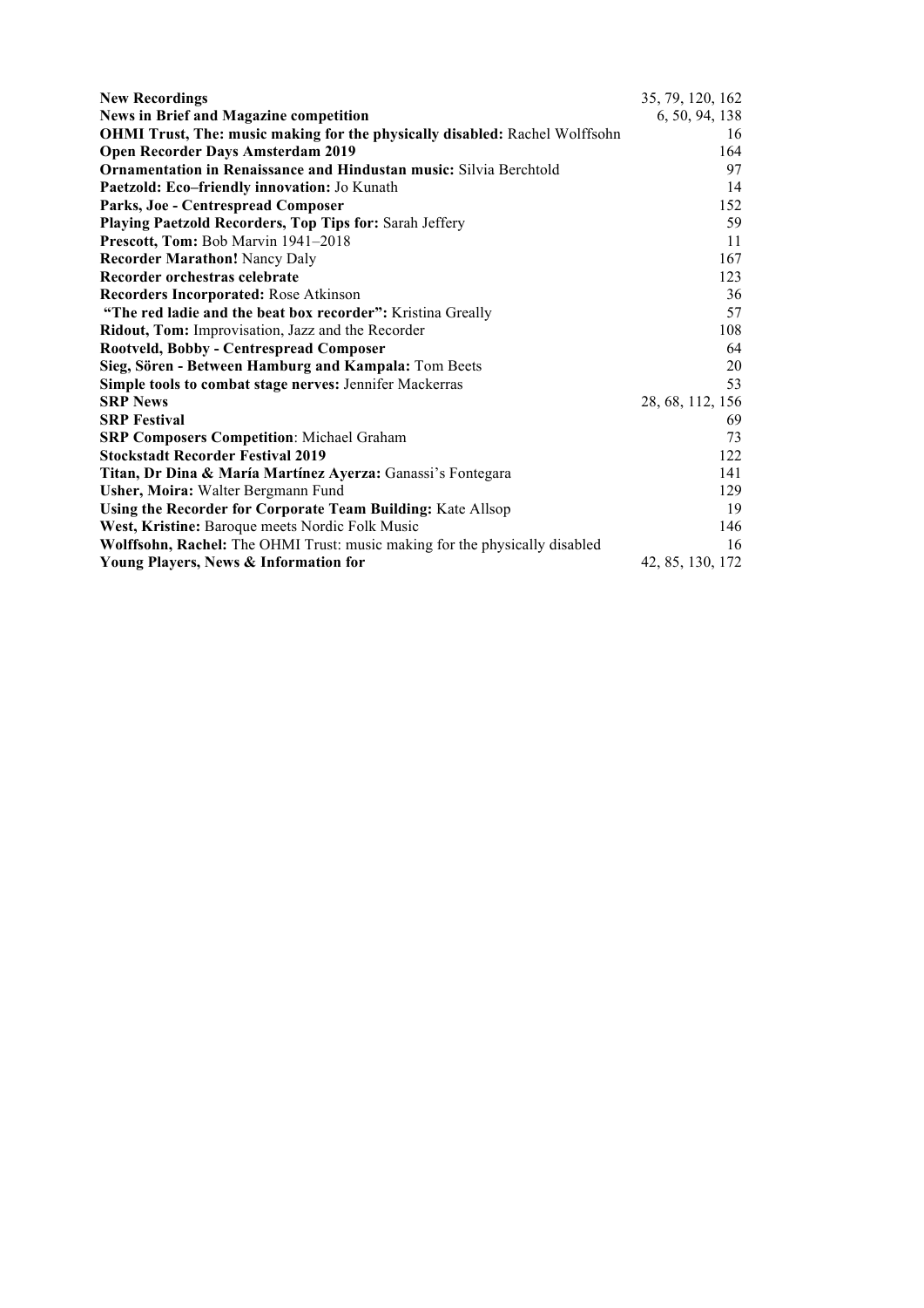| | |
|---|---|
| **New Recordings** | 35, 79, 120, 162 |
| **News in Brief and Magazine competition** | 6, 50, 94, 138 |
| **OHMI Trust, The: music making for the physically disabled:** Rachel Wolffsohn | 16 |
| **Open Recorder Days Amsterdam 2019** | 164 |
| **Ornamentation in Renaissance and Hindustan music:** Silvia Berchtold | 97 |
| **Paetzold: Eco–friendly innovation:** Jo Kunath | 14 |
| **Parks, Joe - Centrespread Composer** | 152 |
| **Playing Paetzold Recorders, Top Tips for:** Sarah Jeffery | 59 |
| **Prescott, Tom:** Bob Marvin 1941–2018 | 11 |
| **Recorder Marathon!** Nancy Daly | 167 |
| **Recorder orchestras celebrate** | 123 |
| **Recorders Incorporated:** Rose Atkinson | 36 |
| **"The red ladie and the beat box recorder":** Kristina Greally | 57 |
| **Ridout, Tom:** Improvisation, Jazz and the Recorder | 108 |
| **Rootveld, Bobby - Centrespread Composer** | 64 |
| **Sieg, Sören - Between Hamburg and Kampala:** Tom Beets | 20 |
| **Simple tools to combat stage nerves:** Jennifer Mackerras | 53 |
| **SRP News** | 28, 68, 112, 156 |
| **SRP Festival** | 69 |
| **SRP Composers Competition**: Michael Graham | 73 |
| **Stockstadt Recorder Festival 2019** | 122 |
| **Titan, Dr Dina & María Martínez Ayerza:** Ganassi's Fontegara | 141 |
| **Usher, Moira:** Walter Bergmann Fund | 129 |
| **Using the Recorder for Corporate Team Building:** Kate Allsop | 19 |
| **West, Kristine:** Baroque meets Nordic Folk Music | 146 |
| **Wolffsohn, Rachel:** The OHMI Trust: music making for the physically disabled | 16 |
| **Young Players, News & Information for** | 42, 85, 130, 172 |